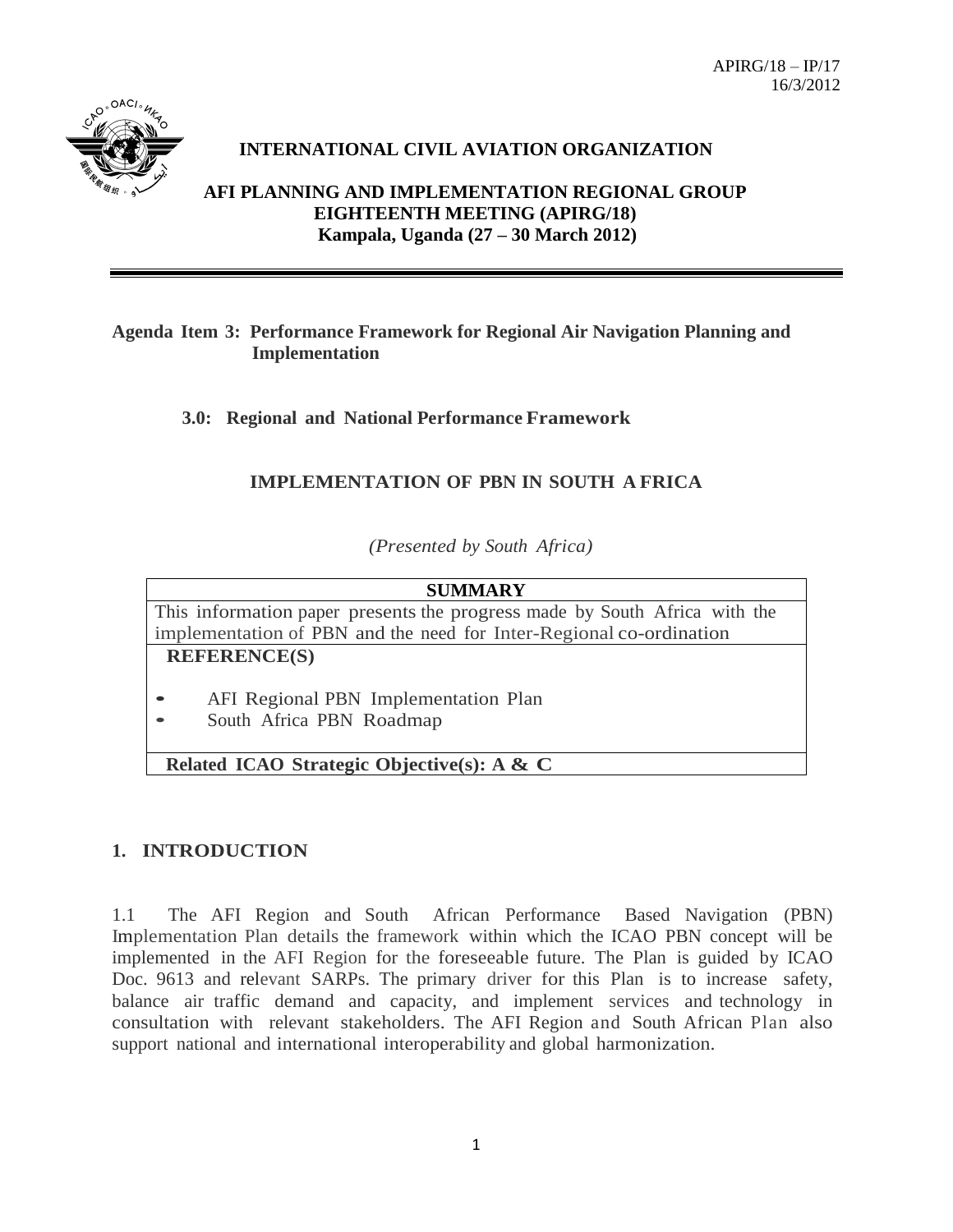APIRG/18 – IP/17
16/3/2012

**INTERNATIONAL CIVIL AVIATION ORGANIZATION**

**AFI PLANNING AND IMPLEMENTATION REGIONAL GROUP**
**EIGHTEENTH MEETING (APIRG/18)**
**Kampala, Uganda (27 – 30 March 2012)**

---

**Agenda Item 3: Performance Framework for Regional Air Navigation Planning and Implementation**

**3.0: Regional and National Performance Framework**

**IMPLEMENTATION OF PBN IN SOUTH AFRICA**

*(Presented by South Africa)*

| **SUMMARY** |
|---|
| This information paper presents the progress made by South Africa with the implementation of PBN and the need for Inter-Regional co-ordination |
| **REFERENCE(S)**<br>• AFI Regional PBN Implementation Plan<br>• South Africa PBN Roadmap |
| **Related ICAO Strategic Objective(s): A & C** |

## 1. INTRODUCTION

1.1 The AFI Region and South African Performance Based Navigation (PBN) Implementation Plan details the framework within which the ICAO PBN concept will be implemented in the AFI Region for the foreseeable future. The Plan is guided by ICAO Doc. 9613 and relevant SARPs. The primary driver for this Plan is to increase safety, balance air traffic demand and capacity, and implement services and technology in consultation with relevant stakeholders. The AFI Region and South African Plan also support national and international interoperability and global harmonization.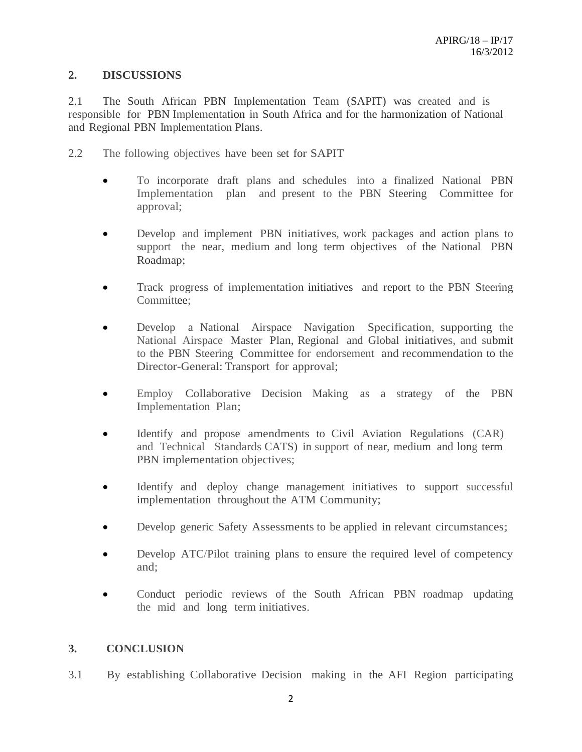## 2. DISCUSSIONS

2.1 The South African PBN Implementation Team (SAPIT) was created and is responsible for PBN Implementation in South Africa and for the harmonization of National and Regional PBN Implementation Plans.

2.2 The following objectives have been set for SAPIT

- To incorporate draft plans and schedules into a finalized National PBN Implementation plan and present to the PBN Steering Committee for approval;
- Develop and implement PBN initiatives, work packages and action plans to support the near, medium and long term objectives of the National PBN Roadmap;
- Track progress of implementation initiatives and report to the PBN Steering Committee;
- Develop a National Airspace Navigation Specification, supporting the National Airspace Master Plan, Regional and Global initiatives, and submit to the PBN Steering Committee for endorsement and recommendation to the Director-General: Transport for approval;
- Employ Collaborative Decision Making as a strategy of the PBN Implementation Plan;
- Identify and propose amendments to Civil Aviation Regulations (CAR) and Technical Standards CATS) in support of near, medium and long term PBN implementation objectives;
- Identify and deploy change management initiatives to support successful implementation throughout the ATM Community;
- Develop generic Safety Assessments to be applied in relevant circumstances;
- Develop ATC/Pilot training plans to ensure the required level of competency and;
- Conduct periodic reviews of the South African PBN roadmap updating the mid and long term initiatives.

## 3. CONCLUSION

3.1 By establishing Collaborative Decision making in the AFI Region participating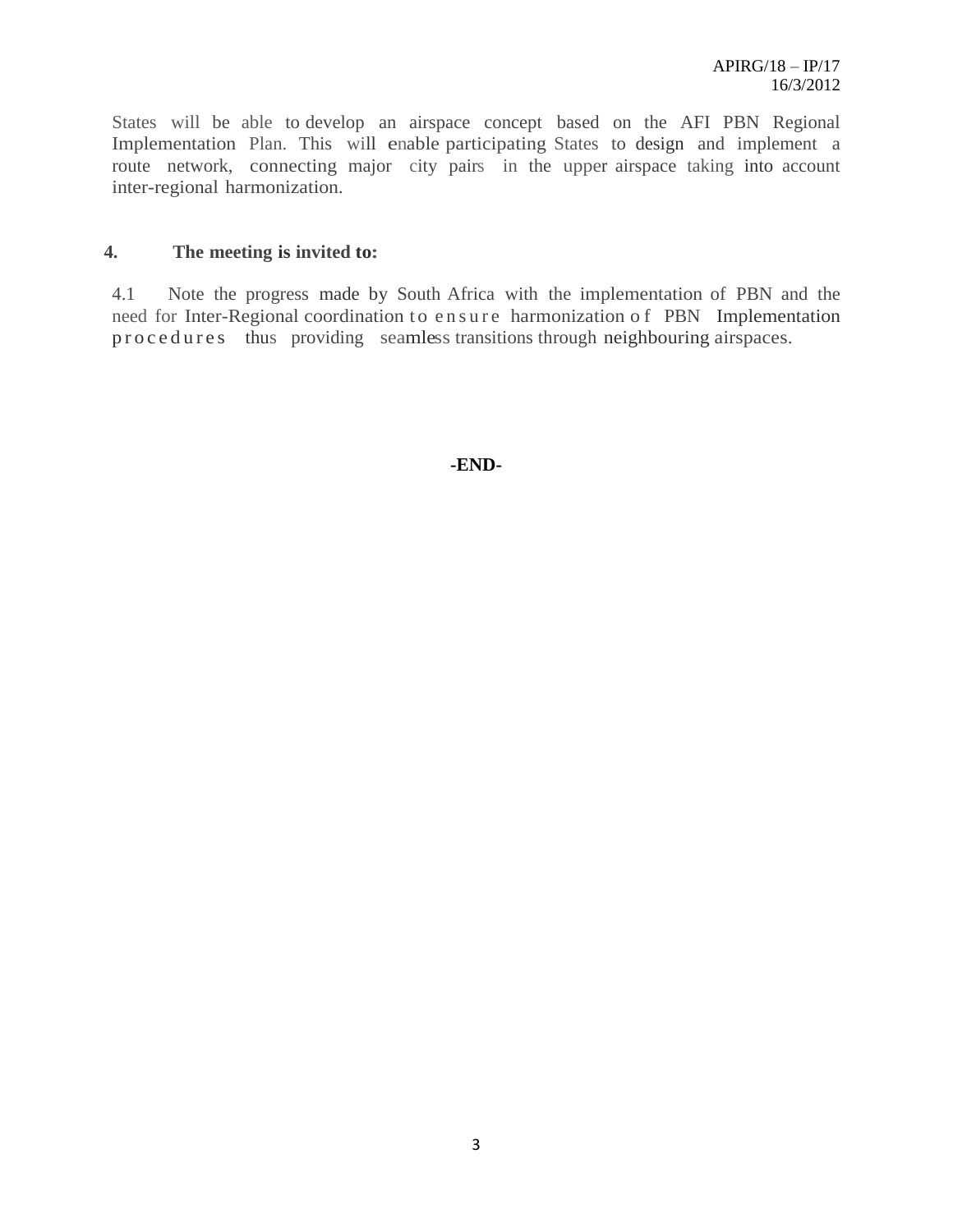States will be able to develop an airspace concept based on the AFI PBN Regional Implementation Plan. This will enable participating States to design and implement a route network, connecting major city pairs in the upper airspace taking into account inter-regional harmonization.

## 4. The meeting is invited to:

4.1 Note the progress made by South Africa with the implementation of PBN and the need for Inter-Regional coordination to ensure harmonization of PBN Implementation procedures thus providing seamless transitions through neighbouring airspaces.

**-END-**